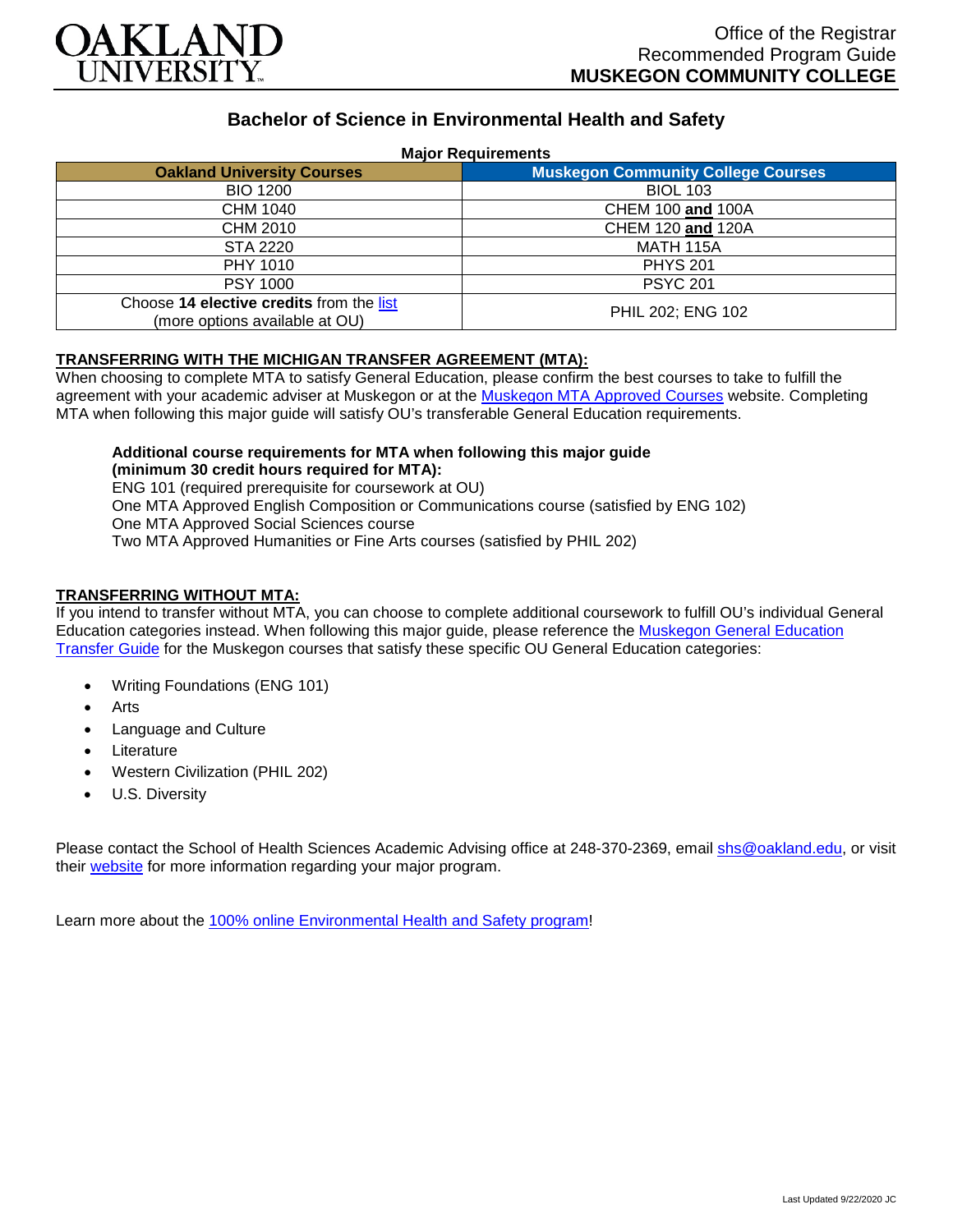# OAKLAND UNIVERSITY

Office of the Registrar
Recommended Program Guide
**MUSKEGON COMMUNITY COLLEGE**

## Bachelor of Science in Environmental Health and Safety

**Major Requirements**

| Oakland University Courses | Muskegon Community College Courses |
|---|---|
| BIO 1200 | BIOL 103 |
| CHM 1040 | CHEM 100 **and** 100A |
| CHM 2010 | CHEM 120 **and** 120A |
| STA 2220 | MATH 115A |
| PHY 1010 | PHYS 201 |
| PSY 1000 | PSYC 201 |
| Choose **14 elective credits** from the list (more options available at OU) | PHIL 202; ENG 102 |

### TRANSFERRING WITH THE MICHIGAN TRANSFER AGREEMENT (MTA):

When choosing to complete MTA to satisfy General Education, please confirm the best courses to take to fulfill the agreement with your academic adviser at Muskegon or at the Muskegon MTA Approved Courses website. Completing MTA when following this major guide will satisfy OU's transferable General Education requirements.

**Additional course requirements for MTA when following this major guide (minimum 30 credit hours required for MTA):**
ENG 101 (required prerequisite for coursework at OU)
One MTA Approved English Composition or Communications course (satisfied by ENG 102)
One MTA Approved Social Sciences course
Two MTA Approved Humanities or Fine Arts courses (satisfied by PHIL 202)

### TRANSFERRING WITHOUT MTA:

If you intend to transfer without MTA, you can choose to complete additional coursework to fulfill OU's individual General Education categories instead. When following this major guide, please reference the Muskegon General Education Transfer Guide for the Muskegon courses that satisfy these specific OU General Education categories:

- Writing Foundations (ENG 101)
- Arts
- Language and Culture
- Literature
- Western Civilization (PHIL 202)
- U.S. Diversity

Please contact the School of Health Sciences Academic Advising office at 248-370-2369, email shs@oakland.edu, or visit their website for more information regarding your major program.

Learn more about the 100% online Environmental Health and Safety program!

Last Updated 9/22/2020 JC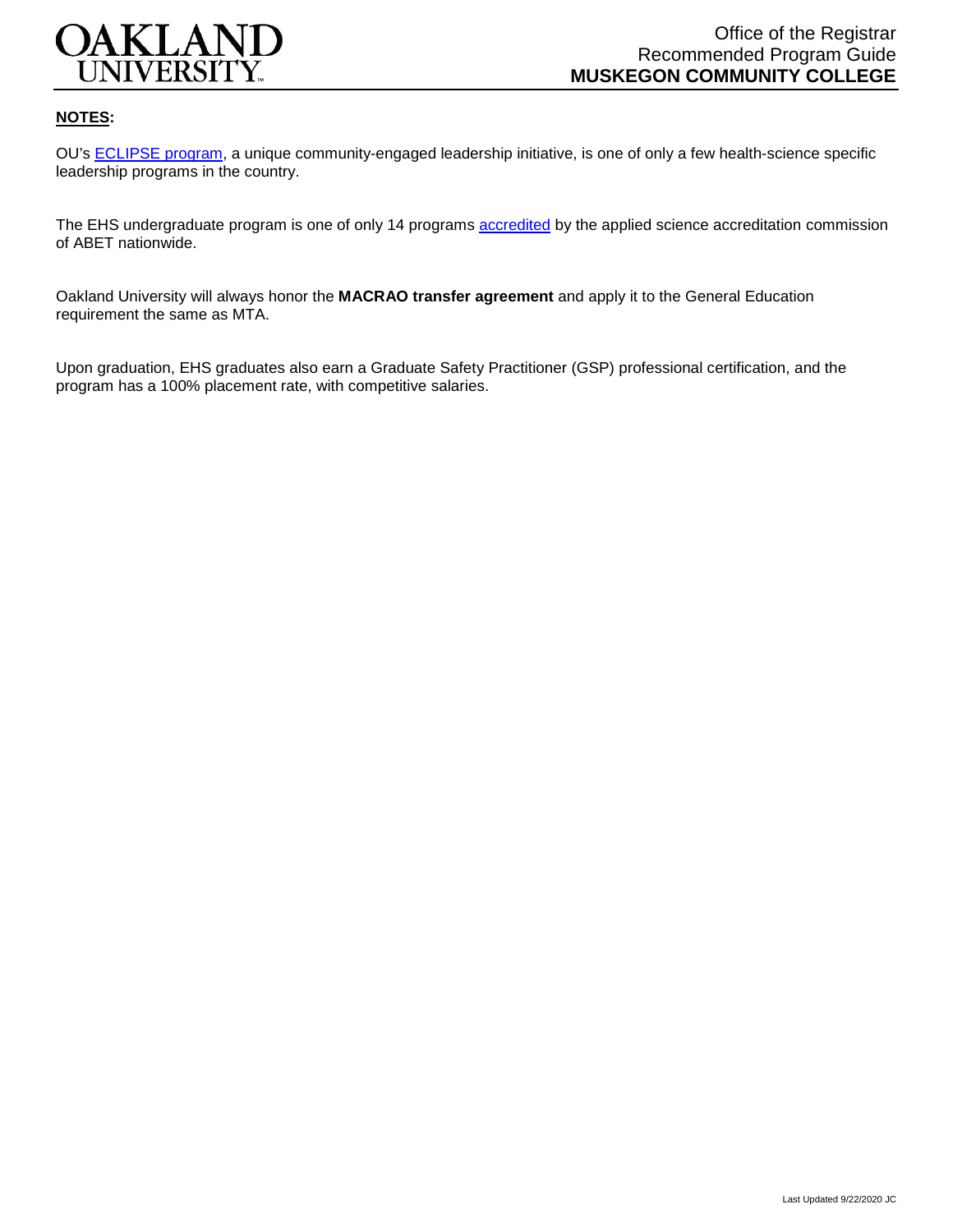**NOTES:**

OU's ECLIPSE program, a unique community-engaged leadership initiative, is one of only a few health-science specific leadership programs in the country.

The EHS undergraduate program is one of only 14 programs accredited by the applied science accreditation commission of ABET nationwide.

Oakland University will always honor the **MACRAO transfer agreement** and apply it to the General Education requirement the same as MTA.

Upon graduation, EHS graduates also earn a Graduate Safety Practitioner (GSP) professional certification, and the program has a 100% placement rate, with competitive salaries.

Last Updated 9/22/2020 JC